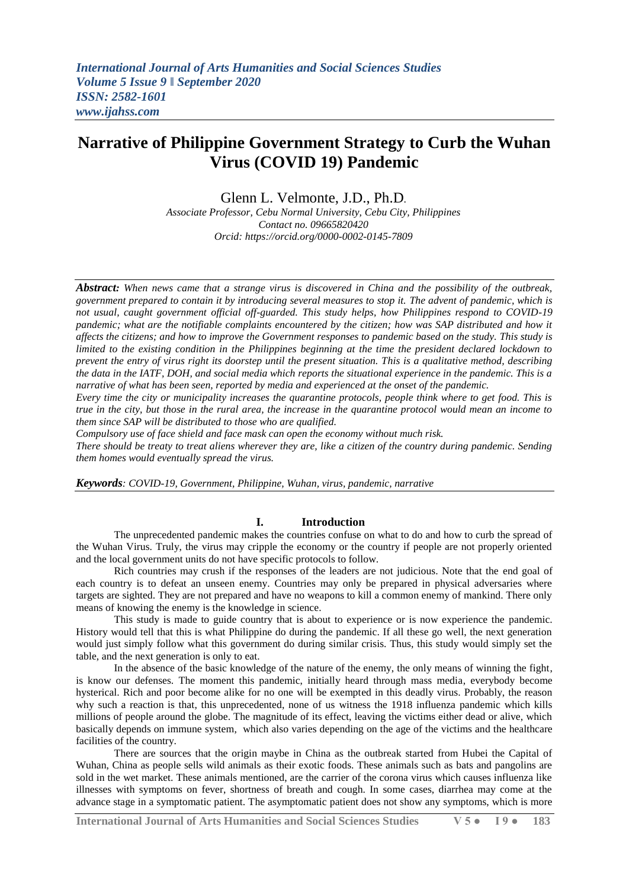# Narrative of Philippine Government Strategy to Curb the Wuhan Virus (COVID 19) Pandemic

Glenn L. Velmonte, J.D., Ph.D.

*Associate Professor, Cebu Normal University, Cebu City, Philippines*
*Contact no. 09665820420*
*Orcid: https://orcid.org/0000-0002-0145-7809*

***Abstract:*** *When news came that a strange virus is discovered in China and the possibility of the outbreak, government prepared to contain it by introducing several measures to stop it. The advent of pandemic, which is not usual, caught government official off-guarded. This study helps, how Philippines respond to COVID-19 pandemic; what are the notifiable complaints encountered by the citizen; how was SAP distributed and how it affects the citizens; and how to improve the Government responses to pandemic based on the study. This study is limited to the existing condition in the Philippines beginning at the time the president declared lockdown to prevent the entry of virus right its doorstep until the present situation. This is a qualitative method, describing the data in the IATF, DOH, and social media which reports the situational experience in the pandemic. This is a narrative of what has been seen, reported by media and experienced at the onset of the pandemic.*

*Every time the city or municipality increases the quarantine protocols, people think where to get food. This is true in the city, but those in the rural area, the increase in the quarantine protocol would mean an income to them since SAP will be distributed to those who are qualified.*

*Compulsory use of face shield and face mask can open the economy without much risk.*

*There should be treaty to treat aliens wherever they are, like a citizen of the country during pandemic. Sending them homes would eventually spread the virus.*

***Keywords****: COVID-19, Government, Philippine, Wuhan, virus, pandemic, narrative*

## I. Introduction

The unprecedented pandemic makes the countries confuse on what to do and how to curb the spread of the Wuhan Virus. Truly, the virus may cripple the economy or the country if people are not properly oriented and the local government units do not have specific protocols to follow.

Rich countries may crush if the responses of the leaders are not judicious. Note that the end goal of each country is to defeat an unseen enemy. Countries may only be prepared in physical adversaries where targets are sighted. They are not prepared and have no weapons to kill a common enemy of mankind. There only means of knowing the enemy is the knowledge in science.

This study is made to guide country that is about to experience or is now experience the pandemic. History would tell that this is what Philippine do during the pandemic. If all these go well, the next generation would just simply follow what this government do during similar crisis. Thus, this study would simply set the table, and the next generation is only to eat.

In the absence of the basic knowledge of the nature of the enemy, the only means of winning the fight, is know our defenses. The moment this pandemic, initially heard through mass media, everybody become hysterical. Rich and poor become alike for no one will be exempted in this deadly virus. Probably, the reason why such a reaction is that, this unprecedented, none of us witness the 1918 influenza pandemic which kills millions of people around the globe. The magnitude of its effect, leaving the victims either dead or alive, which basically depends on immune system, which also varies depending on the age of the victims and the healthcare facilities of the country.

There are sources that the origin maybe in China as the outbreak started from Hubei the Capital of Wuhan, China as people sells wild animals as their exotic foods. These animals such as bats and pangolins are sold in the wet market. These animals mentioned, are the carrier of the corona virus which causes influenza like illnesses with symptoms on fever, shortness of breath and cough. In some cases, diarrhea may come at the advance stage in a symptomatic patient. The asymptomatic patient does not show any symptoms, which is more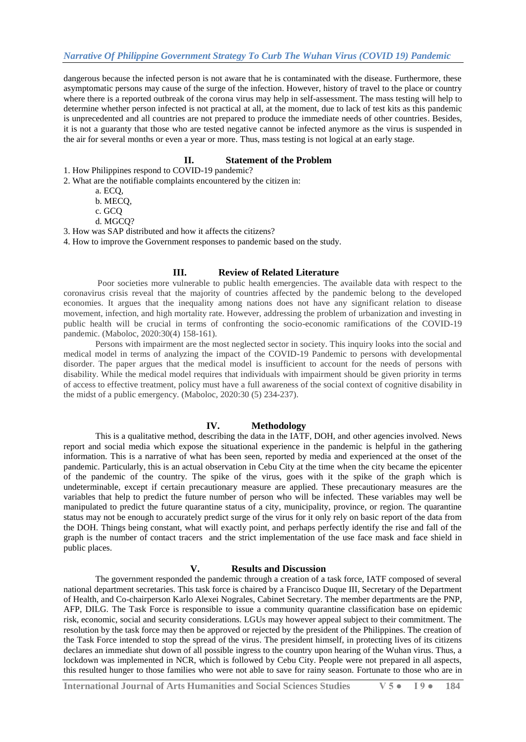dangerous because the infected person is not aware that he is contaminated with the disease. Furthermore, these asymptomatic persons may cause of the surge of the infection. However, history of travel to the place or country where there is a reported outbreak of the corona virus may help in self-assessment. The mass testing will help to determine whether person infected is not practical at all, at the moment, due to lack of test kits as this pandemic is unprecedented and all countries are not prepared to produce the immediate needs of other countries. Besides, it is not a guaranty that those who are tested negative cannot be infected anymore as the virus is suspended in the air for several months or even a year or more. Thus, mass testing is not logical at an early stage.

## II. Statement of the Problem

1. How Philippines respond to COVID-19 pandemic?
2. What are the notifiable complaints encountered by the citizen in:
    a. ECQ,
    b. MECQ,
    c. GCQ
    d. MGCQ?
3. How was SAP distributed and how it affects the citizens?
4. How to improve the Government responses to pandemic based on the study.

## III. Review of Related Literature

Poor societies more vulnerable to public health emergencies. The available data with respect to the coronavirus crisis reveal that the majority of countries affected by the pandemic belong to the developed economies. It argues that the inequality among nations does not have any significant relation to disease movement, infection, and high mortality rate. However, addressing the problem of urbanization and investing in public health will be crucial in terms of confronting the socio-economic ramifications of the COVID-19 pandemic. (Maboloc, 2020:30(4) 158-161).

Persons with impairment are the most neglected sector in society. This inquiry looks into the social and medical model in terms of analyzing the impact of the COVID-19 Pandemic to persons with developmental disorder. The paper argues that the medical model is insufficient to account for the needs of persons with disability. While the medical model requires that individuals with impairment should be given priority in terms of access to effective treatment, policy must have a full awareness of the social context of cognitive disability in the midst of a public emergency. (Maboloc, 2020:30 (5) 234-237).

## IV. Methodology

This is a qualitative method, describing the data in the IATF, DOH, and other agencies involved. News report and social media which expose the situational experience in the pandemic is helpful in the gathering information. This is a narrative of what has been seen, reported by media and experienced at the onset of the pandemic. Particularly, this is an actual observation in Cebu City at the time when the city became the epicenter of the pandemic of the country. The spike of the virus, goes with it the spike of the graph which is undeterminable, except if certain precautionary measure are applied. These precautionary measures are the variables that help to predict the future number of person who will be infected. These variables may well be manipulated to predict the future quarantine status of a city, municipality, province, or region. The quarantine status may not be enough to accurately predict surge of the virus for it only rely on basic report of the data from the DOH. Things being constant, what will exactly point, and perhaps perfectly identify the rise and fall of the graph is the number of contact tracers and the strict implementation of the use face mask and face shield in public places.

## V. Results and Discussion

The government responded the pandemic through a creation of a task force, IATF composed of several national department secretaries. This task force is chaired by a Francisco Duque III, Secretary of the Department of Health, and Co-chairperson Karlo Alexei Nograles, Cabinet Secretary. The member departments are the PNP, AFP, DILG. The Task Force is responsible to issue a community quarantine classification base on epidemic risk, economic, social and security considerations. LGUs may however appeal subject to their commitment. The resolution by the task force may then be approved or rejected by the president of the Philippines. The creation of the Task Force intended to stop the spread of the virus. The president himself, in protecting lives of its citizens declares an immediate shut down of all possible ingress to the country upon hearing of the Wuhan virus. Thus, a lockdown was implemented in NCR, which is followed by Cebu City. People were not prepared in all aspects, this resulted hunger to those families who were not able to save for rainy season. Fortunate to those who are in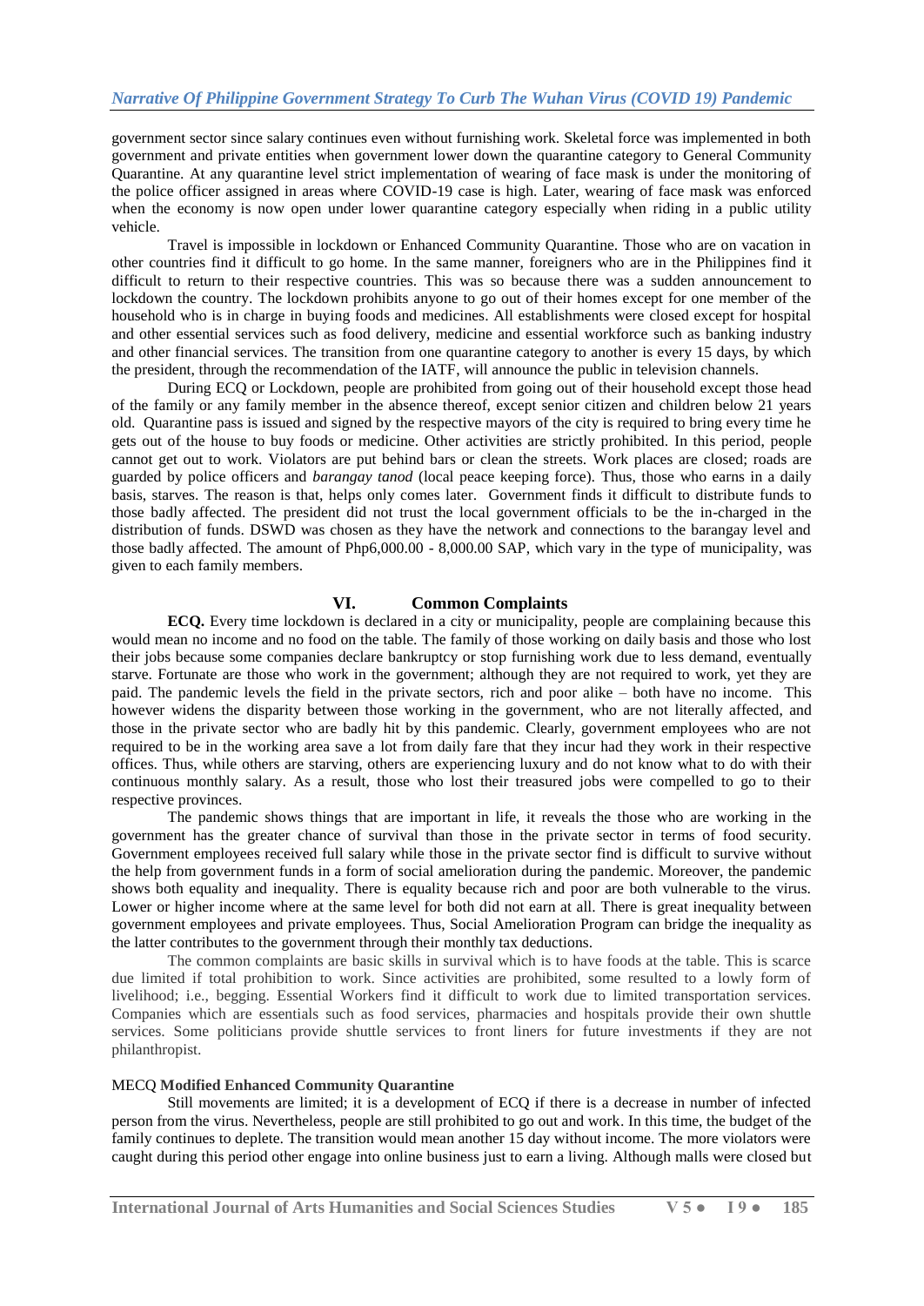government sector since salary continues even without furnishing work. Skeletal force was implemented in both government and private entities when government lower down the quarantine category to General Community Quarantine. At any quarantine level strict implementation of wearing of face mask is under the monitoring of the police officer assigned in areas where COVID-19 case is high. Later, wearing of face mask was enforced when the economy is now open under lower quarantine category especially when riding in a public utility vehicle.

Travel is impossible in lockdown or Enhanced Community Quarantine. Those who are on vacation in other countries find it difficult to go home. In the same manner, foreigners who are in the Philippines find it difficult to return to their respective countries. This was so because there was a sudden announcement to lockdown the country. The lockdown prohibits anyone to go out of their homes except for one member of the household who is in charge in buying foods and medicines. All establishments were closed except for hospital and other essential services such as food delivery, medicine and essential workforce such as banking industry and other financial services. The transition from one quarantine category to another is every 15 days, by which the president, through the recommendation of the IATF, will announce the public in television channels.

During ECQ or Lockdown, people are prohibited from going out of their household except those head of the family or any family member in the absence thereof, except senior citizen and children below 21 years old. Quarantine pass is issued and signed by the respective mayors of the city is required to bring every time he gets out of the house to buy foods or medicine. Other activities are strictly prohibited. In this period, people cannot get out to work. Violators are put behind bars or clean the streets. Work places are closed; roads are guarded by police officers and *barangay tanod* (local peace keeping force). Thus, those who earns in a daily basis, starves. The reason is that, helps only comes later. Government finds it difficult to distribute funds to those badly affected. The president did not trust the local government officials to be the in-charged in the distribution of funds. DSWD was chosen as they have the network and connections to the barangay level and those badly affected. The amount of Php6,000.00 - 8,000.00 SAP, which vary in the type of municipality, was given to each family members.

## VI. Common Complaints

**ECQ.** Every time lockdown is declared in a city or municipality, people are complaining because this would mean no income and no food on the table. The family of those working on daily basis and those who lost their jobs because some companies declare bankruptcy or stop furnishing work due to less demand, eventually starve. Fortunate are those who work in the government; although they are not required to work, yet they are paid. The pandemic levels the field in the private sectors, rich and poor alike – both have no income. This however widens the disparity between those working in the government, who are not literally affected, and those in the private sector who are badly hit by this pandemic. Clearly, government employees who are not required to be in the working area save a lot from daily fare that they incur had they work in their respective offices. Thus, while others are starving, others are experiencing luxury and do not know what to do with their continuous monthly salary. As a result, those who lost their treasured jobs were compelled to go to their respective provinces.

The pandemic shows things that are important in life, it reveals the those who are working in the government has the greater chance of survival than those in the private sector in terms of food security. Government employees received full salary while those in the private sector find is difficult to survive without the help from government funds in a form of social amelioration during the pandemic. Moreover, the pandemic shows both equality and inequality. There is equality because rich and poor are both vulnerable to the virus. Lower or higher income where at the same level for both did not earn at all. There is great inequality between government employees and private employees. Thus, Social Amelioration Program can bridge the inequality as the latter contributes to the government through their monthly tax deductions.

The common complaints are basic skills in survival which is to have foods at the table. This is scarce due limited if total prohibition to work. Since activities are prohibited, some resulted to a lowly form of livelihood; i.e., begging. Essential Workers find it difficult to work due to limited transportation services. Companies which are essentials such as food services, pharmacies and hospitals provide their own shuttle services. Some politicians provide shuttle services to front liners for future investments if they are not philanthropist.

MECQ **Modified Enhanced Community Quarantine**

Still movements are limited; it is a development of ECQ if there is a decrease in number of infected person from the virus. Nevertheless, people are still prohibited to go out and work. In this time, the budget of the family continues to deplete. The transition would mean another 15 day without income. The more violators were caught during this period other engage into online business just to earn a living. Although malls were closed but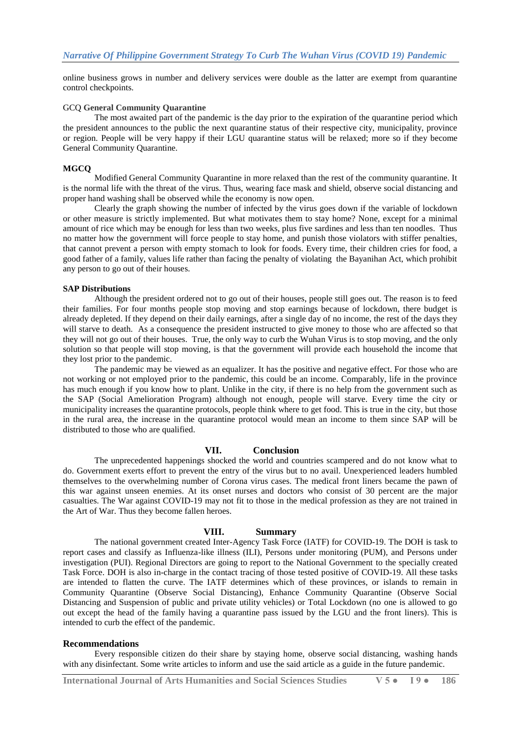online business grows in number and delivery services were double as the latter are exempt from quarantine control checkpoints.

GCQ **General Community Quarantine**

The most awaited part of the pandemic is the day prior to the expiration of the quarantine period which the president announces to the public the next quarantine status of their respective city, municipality, province or region. People will be very happy if their LGU quarantine status will be relaxed; more so if they become General Community Quarantine.

**MGCQ**

Modified General Community Quarantine in more relaxed than the rest of the community quarantine. It is the normal life with the threat of the virus. Thus, wearing face mask and shield, observe social distancing and proper hand washing shall be observed while the economy is now open.

Clearly the graph showing the number of infected by the virus goes down if the variable of lockdown or other measure is strictly implemented. But what motivates them to stay home? None, except for a minimal amount of rice which may be enough for less than two weeks, plus five sardines and less than ten noodles. Thus no matter how the government will force people to stay home, and punish those violators with stiffer penalties, that cannot prevent a person with empty stomach to look for foods. Every time, their children cries for food, a good father of a family, values life rather than facing the penalty of violating the Bayanihan Act, which prohibit any person to go out of their houses.

**SAP Distributions**

Although the president ordered not to go out of their houses, people still goes out. The reason is to feed their families. For four months people stop moving and stop earnings because of lockdown, there budget is already depleted. If they depend on their daily earnings, after a single day of no income, the rest of the days they will starve to death. As a consequence the president instructed to give money to those who are affected so that they will not go out of their houses. True, the only way to curb the Wuhan Virus is to stop moving, and the only solution so that people will stop moving, is that the government will provide each household the income that they lost prior to the pandemic.

The pandemic may be viewed as an equalizer. It has the positive and negative effect. For those who are not working or not employed prior to the pandemic, this could be an income. Comparably, life in the province has much enough if you know how to plant. Unlike in the city, if there is no help from the government such as the SAP (Social Amelioration Program) although not enough, people will starve. Every time the city or municipality increases the quarantine protocols, people think where to get food. This is true in the city, but those in the rural area, the increase in the quarantine protocol would mean an income to them since SAP will be distributed to those who are qualified.

## VII. Conclusion

The unprecedented happenings shocked the world and countries scampered and do not know what to do. Government exerts effort to prevent the entry of the virus but to no avail. Unexperienced leaders humbled themselves to the overwhelming number of Corona virus cases. The medical front liners became the pawn of this war against unseen enemies. At its onset nurses and doctors who consist of 30 percent are the major casualties. The War against COVID-19 may not fit to those in the medical profession as they are not trained in the Art of War. Thus they become fallen heroes.

## VIII. Summary

The national government created Inter-Agency Task Force (IATF) for COVID-19. The DOH is task to report cases and classify as Influenza-like illness (ILI), Persons under monitoring (PUM), and Persons under investigation (PUI). Regional Directors are going to report to the National Government to the specially created Task Force. DOH is also in-charge in the contact tracing of those tested positive of COVID-19. All these tasks are intended to flatten the curve. The IATF determines which of these provinces, or islands to remain in Community Quarantine (Observe Social Distancing), Enhance Community Quarantine (Observe Social Distancing and Suspension of public and private utility vehicles) or Total Lockdown (no one is allowed to go out except the head of the family having a quarantine pass issued by the LGU and the front liners). This is intended to curb the effect of the pandemic.

### Recommendations

Every responsible citizen do their share by staying home, observe social distancing, washing hands with any disinfectant. Some write articles to inform and use the said article as a guide in the future pandemic.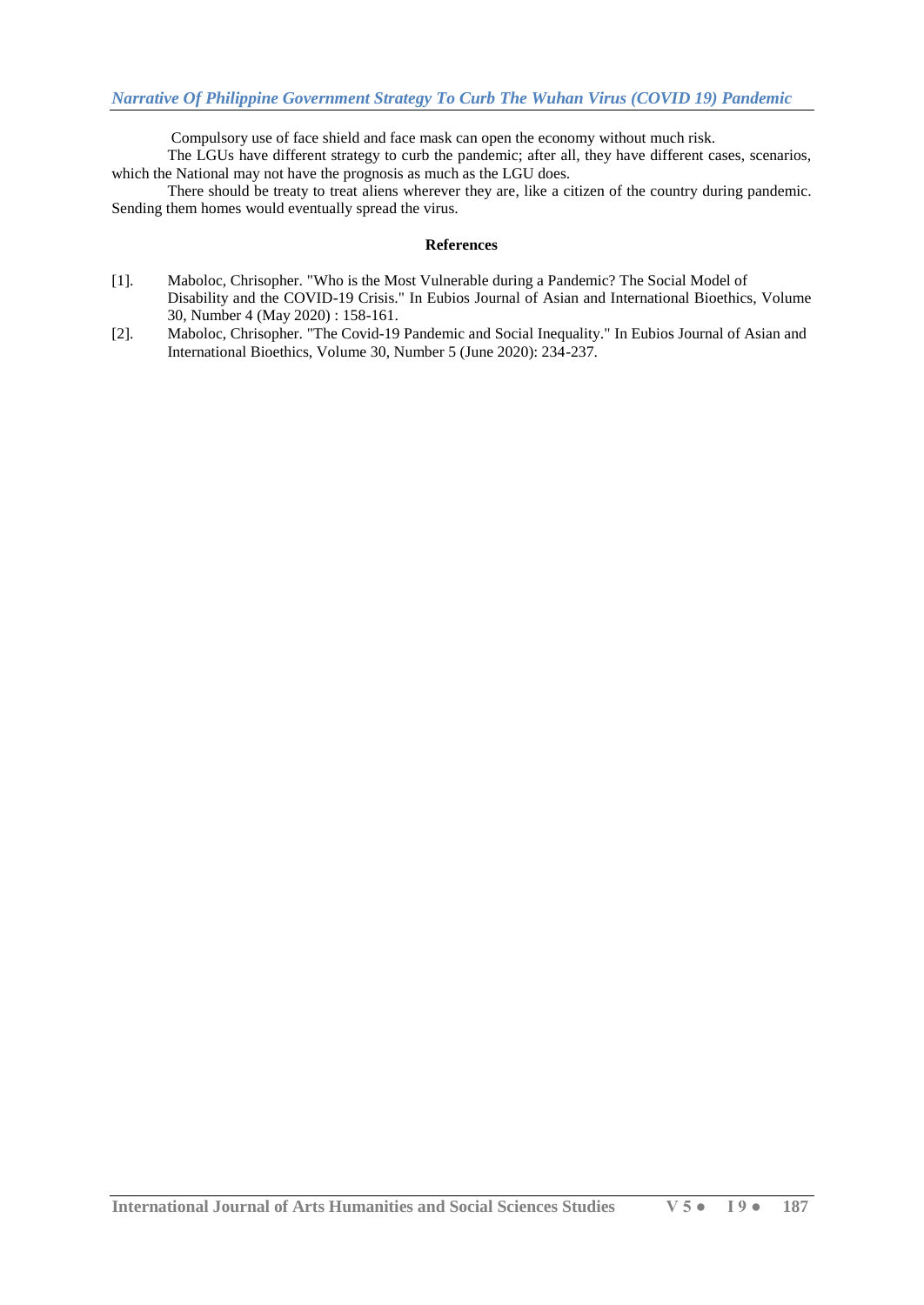Compulsory use of face shield and face mask can open the economy without much risk.

The LGUs have different strategy to curb the pandemic; after all, they have different cases, scenarios, which the National may not have the prognosis as much as the LGU does.

There should be treaty to treat aliens wherever they are, like a citizen of the country during pandemic. Sending them homes would eventually spread the virus.

**References**

[1]. Maboloc, Chrisopher. "Who is the Most Vulnerable during a Pandemic? The Social Model of Disability and the COVID-19 Crisis." In Eubios Journal of Asian and International Bioethics, Volume 30, Number 4 (May 2020) : 158-161.

[2]. Maboloc, Chrisopher. "The Covid-19 Pandemic and Social Inequality." In Eubios Journal of Asian and International Bioethics, Volume 30, Number 5 (June 2020): 234-237.